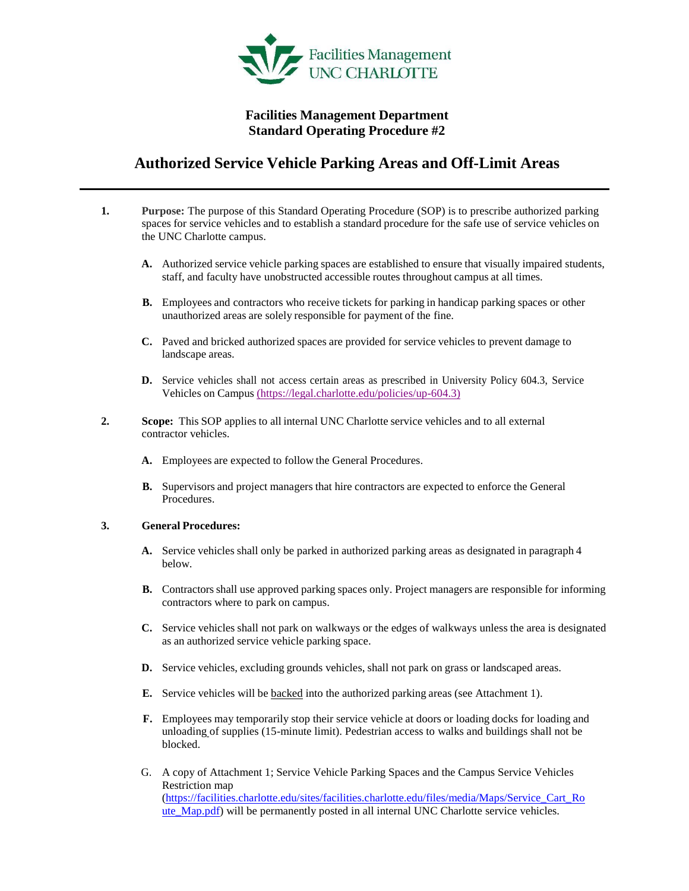Facilities Management
UNC CHARLOTTE

**Facilities Management Department**
**Standard Operating Procedure #2**

# Authorized Service Vehicle Parking Areas and Off-Limit Areas

---

**1. Purpose:** The purpose of this Standard Operating Procedure (SOP) is to prescribe authorized parking spaces for service vehicles and to establish a standard procedure for the safe use of service vehicles on the UNC Charlotte campus.

- **A.** Authorized service vehicle parking spaces are established to ensure that visually impaired students, staff, and faculty have unobstructed accessible routes throughout campus at all times.
- **B.** Employees and contractors who receive tickets for parking in handicap parking spaces or other unauthorized areas are solely responsible for payment of the fine.
- **C.** Paved and bricked authorized spaces are provided for service vehicles to prevent damage to landscape areas.
- **D.** Service vehicles shall not access certain areas as prescribed in University Policy 604.3, Service Vehicles on Campus (https://legal.charlotte.edu/policies/up-604.3)

**2. Scope:** This SOP applies to all internal UNC Charlotte service vehicles and to all external contractor vehicles.

- **A.** Employees are expected to follow the General Procedures.
- **B.** Supervisors and project managers that hire contractors are expected to enforce the General Procedures.

**3. General Procedures:**

- **A.** Service vehicles shall only be parked in authorized parking areas as designated in paragraph 4 below.
- **B.** Contractors shall use approved parking spaces only. Project managers are responsible for informing contractors where to park on campus.
- **C.** Service vehicles shall not park on walkways or the edges of walkways unless the area is designated as an authorized service vehicle parking space.
- **D.** Service vehicles, excluding grounds vehicles, shall not park on grass or landscaped areas.
- **E.** Service vehicles will be backed into the authorized parking areas (see Attachment 1).
- **F.** Employees may temporarily stop their service vehicle at doors or loading docks for loading and unloading of supplies (15-minute limit). Pedestrian access to walks and buildings shall not be blocked.
- G. A copy of Attachment 1; Service Vehicle Parking Spaces and the Campus Service Vehicles Restriction map (https://facilities.charlotte.edu/sites/facilities.charlotte.edu/files/media/Maps/Service_Cart_Route_Map.pdf) will be permanently posted in all internal UNC Charlotte service vehicles.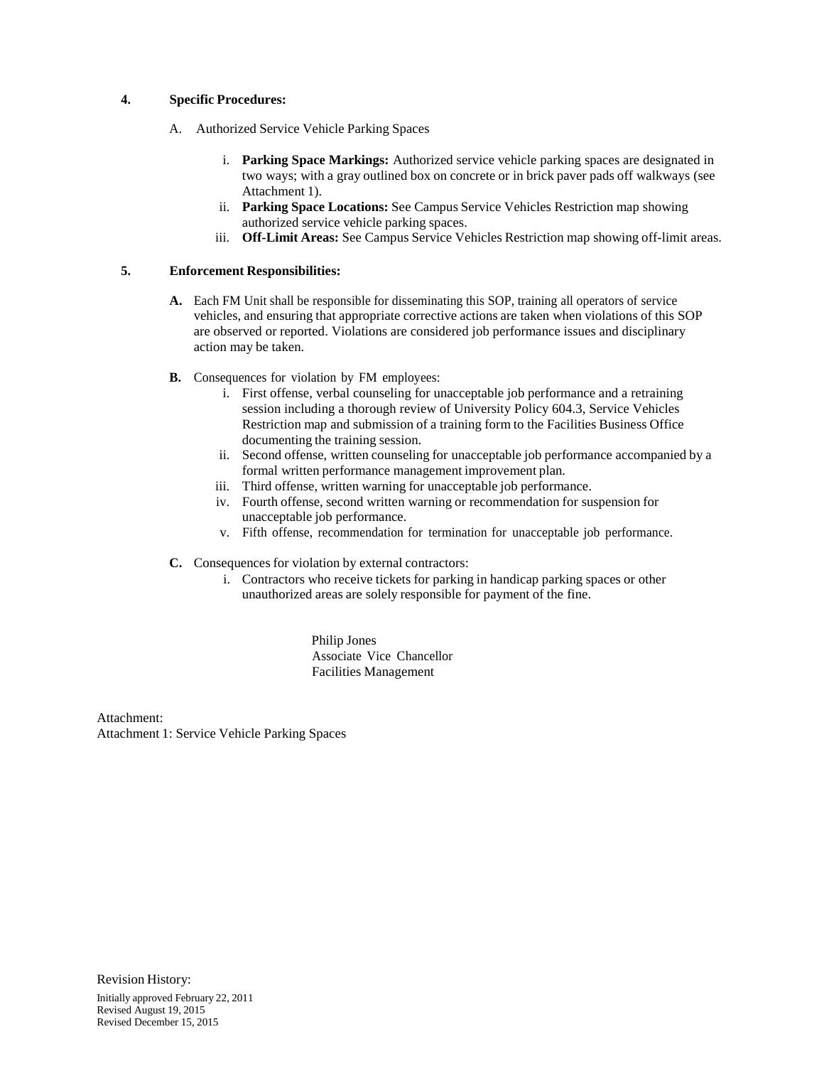## 4. Specific Procedures:

A. Authorized Service Vehicle Parking Spaces

i. **Parking Space Markings:** Authorized service vehicle parking spaces are designated in two ways; with a gray outlined box on concrete or in brick paver pads off walkways (see Attachment 1).

ii. **Parking Space Locations:** See Campus Service Vehicles Restriction map showing authorized service vehicle parking spaces.

iii. **Off-Limit Areas:** See Campus Service Vehicles Restriction map showing off-limit areas.

## 5. Enforcement Responsibilities:

**A.** Each FM Unit shall be responsible for disseminating this SOP, training all operators of service vehicles, and ensuring that appropriate corrective actions are taken when violations of this SOP are observed or reported. Violations are considered job performance issues and disciplinary action may be taken.

**B.** Consequences for violation by FM employees:

i. First offense, verbal counseling for unacceptable job performance and a retraining session including a thorough review of University Policy 604.3, Service Vehicles Restriction map and submission of a training form to the Facilities Business Office documenting the training session.

ii. Second offense, written counseling for unacceptable job performance accompanied by a formal written performance management improvement plan.

iii. Third offense, written warning for unacceptable job performance.

iv. Fourth offense, second written warning or recommendation for suspension for unacceptable job performance.

v. Fifth offense, recommendation for termination for unacceptable job performance.

**C.** Consequences for violation by external contractors:

i. Contractors who receive tickets for parking in handicap parking spaces or other unauthorized areas are solely responsible for payment of the fine.

Philip Jones
Associate Vice Chancellor
Facilities Management

Attachment:
Attachment 1: Service Vehicle Parking Spaces

Revision History:

Initially approved February 22, 2011
Revised August 19, 2015
Revised December 15, 2015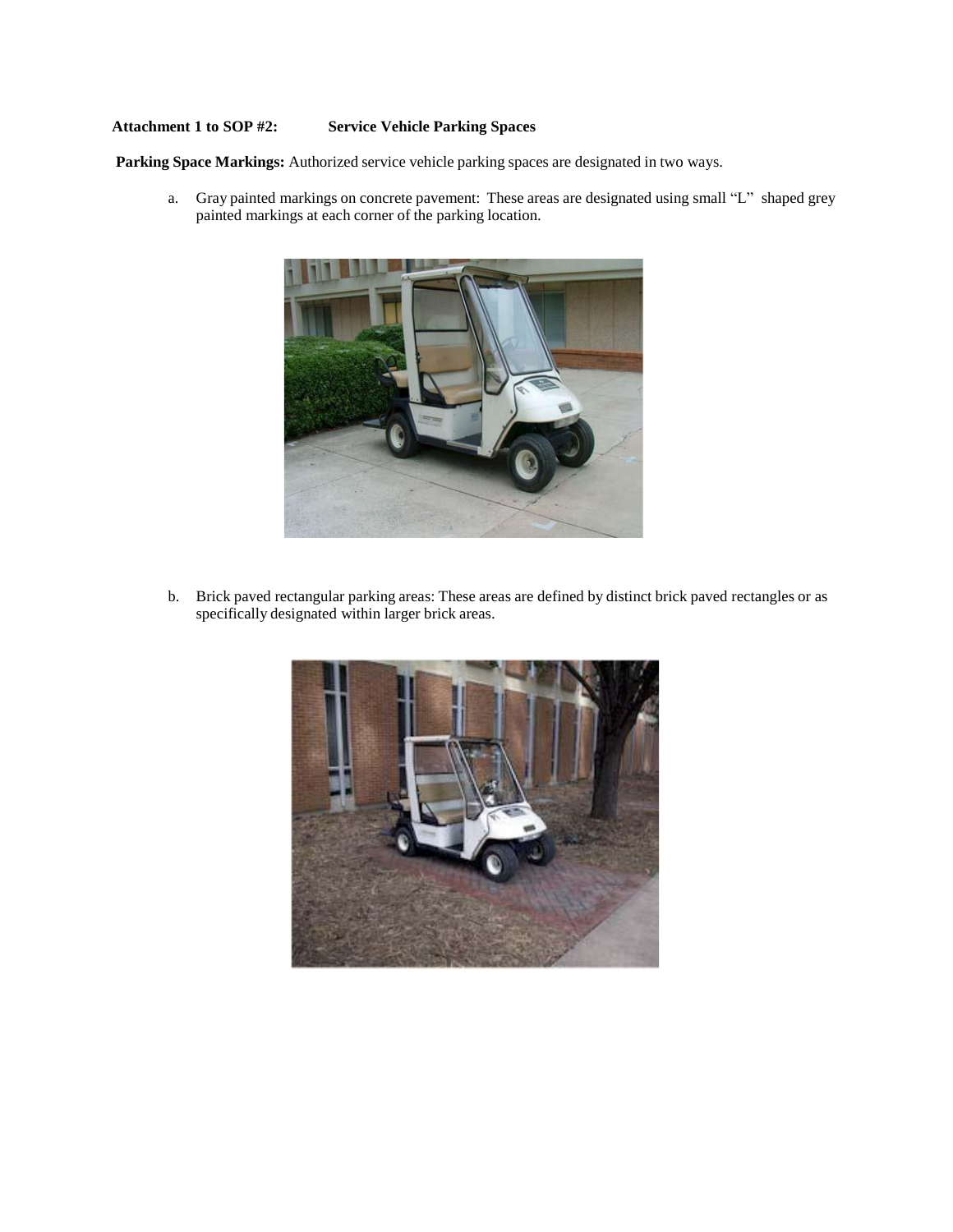**Attachment 1 to SOP #2: Service Vehicle Parking Spaces**

**Parking Space Markings:** Authorized service vehicle parking spaces are designated in two ways.

a. Gray painted markings on concrete pavement: These areas are designated using small "L" shaped grey painted markings at each corner of the parking location.

b. Brick paved rectangular parking areas: These areas are defined by distinct brick paved rectangles or as specifically designated within larger brick areas.